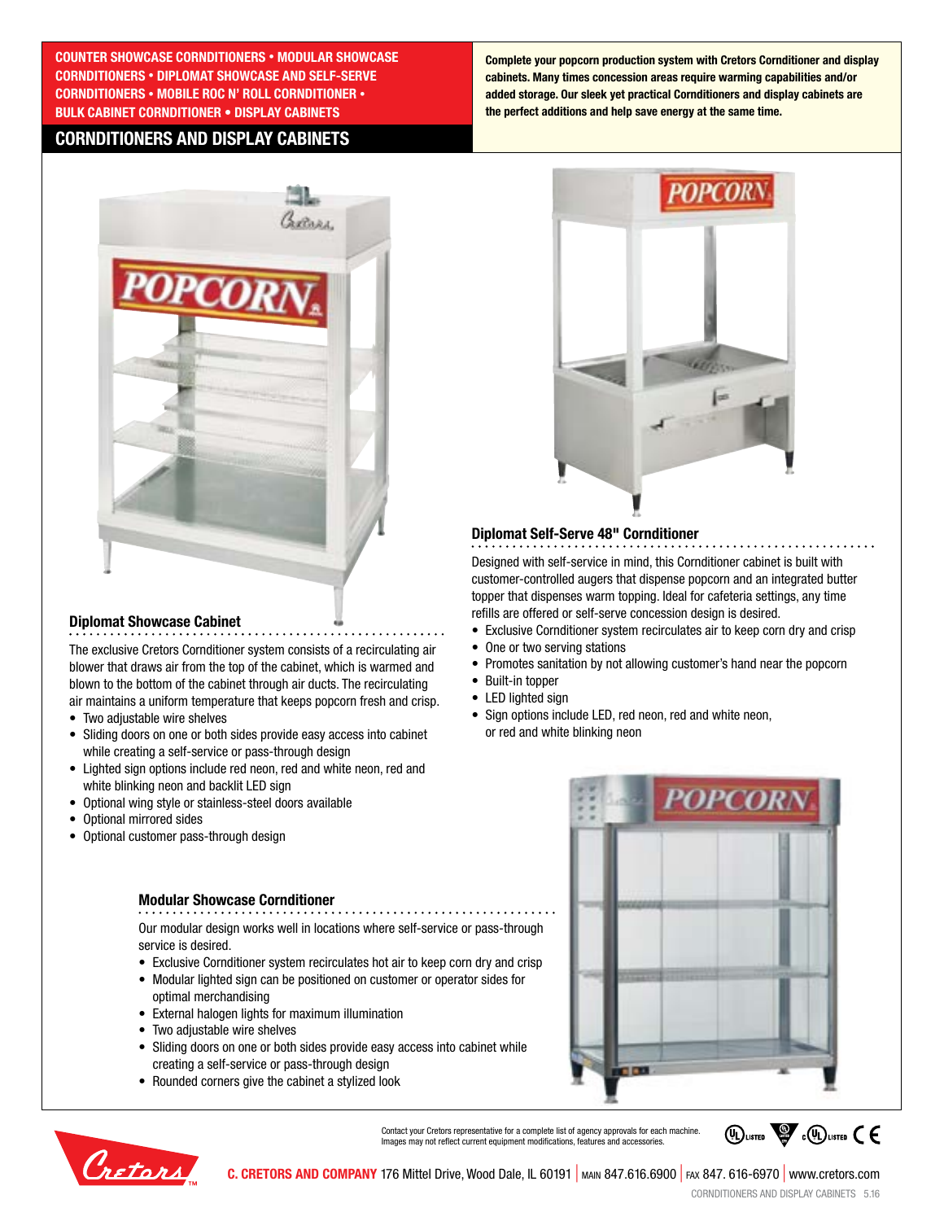COUNTER SHOWCASE CORNDITIONERS • MODULAR SHOWCASE CORNDITIONERS • DIPLOMAT SHOWCASE AND SELF-SERVE CORNDITIONERS • MOBILE ROC N' ROLL CORNDITIONER • BULK CABINET CORNDITIONER • DISPLAY CABINETS

# CORNDITIONERS AND DISPLAY CABINETS

**Complete your popcorn production system with Cretors Cornditioner and display cabinets. Many times concession areas require warming capabilities and/or added storage. Our sleek yet practical Cornditioners and display cabinets are the perfect additions and help save energy at the same time.**

## Diplomat Showcase Cabinet

The exclusive Cretors Cornditioner system consists of a recirculating air blower that draws air from the top of the cabinet, which is warmed and blown to the bottom of the cabinet through air ducts. The recirculating air maintains a uniform temperature that keeps popcorn fresh and crisp.

- Two adjustable wire shelves
- Sliding doors on one or both sides provide easy access into cabinet while creating a self-service or pass-through design
- Lighted sign options include red neon, red and white neon, red and white blinking neon and backlit LED sign
- Optional wing style or stainless-steel doors available
- Optional mirrored sides
- Optional customer pass-through design

## Diplomat Self-Serve 48" Cornditioner

Designed with self-service in mind, this Cornditioner cabinet is built with customer-controlled augers that dispense popcorn and an integrated butter topper that dispenses warm topping. Ideal for cafeteria settings, any time refills are offered or self-serve concession design is desired.

- Exclusive Cornditioner system recirculates air to keep corn dry and crisp
- One or two serving stations
- Promotes sanitation by not allowing customer's hand near the popcorn
- Built-in topper
- LED lighted sign
- Sign options include LED, red neon, red and white neon, or red and white blinking neon

## Modular Showcase Cornditioner

Our modular design works well in locations where self-service or pass-through service is desired.

- Exclusive Cornditioner system recirculates hot air to keep corn dry and crisp
- Modular lighted sign can be positioned on customer or operator sides for optimal merchandising
- External halogen lights for maximum illumination
- Two adjustable wire shelves
- Sliding doors on one or both sides provide easy access into cabinet while creating a self-service or pass-through design
- Rounded corners give the cabinet a stylized look

Contact your Cretors representative for a complete list of agency approvals for each machine. Images may not reflect current equipment modifications, features and accessories.

**C. CRETORS AND COMPANY** 176 Mittel Drive, Wood Dale, IL 60191 | MAIN 847.616.6900 | FAX 847. 616-6970 | www.cretors.com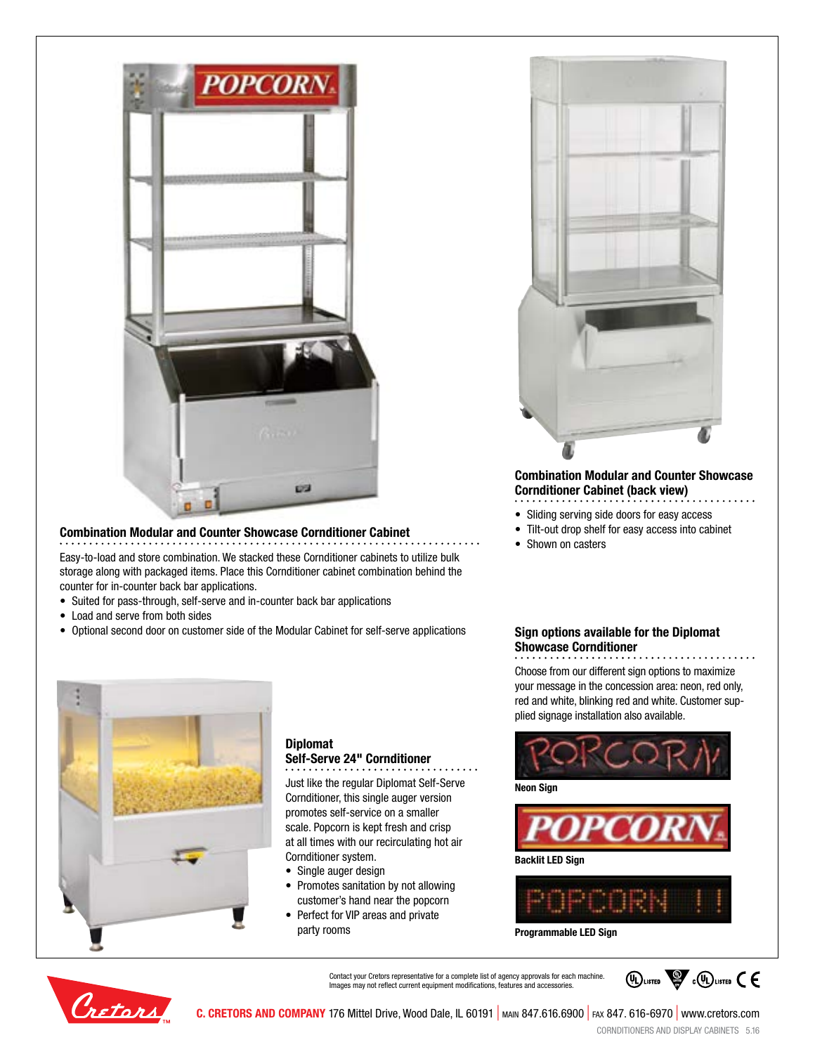### Combination Modular and Counter Showcase Cornditioner Cabinet

Easy-to-load and store combination. We stacked these Cornditioner cabinets to utilize bulk storage along with packaged items. Place this Cornditioner cabinet combination behind the counter for in-counter back bar applications.

- Suited for pass-through, self-serve and in-counter back bar applications
- Load and serve from both sides
- Optional second door on customer side of the Modular Cabinet for self-serve applications

### Combination Modular and Counter Showcase Cornditioner Cabinet (back view)

- Sliding serving side doors for easy access
- Tilt-out drop shelf for easy access into cabinet
- Shown on casters

### Diplomat Self-Serve 24" Cornditioner

Just like the regular Diplomat Self-Serve Cornditioner, this single auger version promotes self-service on a smaller scale. Popcorn is kept fresh and crisp at all times with our recirculating hot air Cornditioner system.

- Single auger design
- Promotes sanitation by not allowing customer's hand near the popcorn
- Perfect for VIP areas and private party rooms

### Sign options available for the Diplomat Showcase Cornditioner

Choose from our different sign options to maximize your message in the concession area: neon, red only, red and white, blinking red and white. Customer supplied signage installation also available.

**Neon Sign**

**Backlit LED Sign**

**Programmable LED Sign**

Contact your Cretors representative for a complete list of agency approvals for each machine. Images may not reflect current equipment modifications, features and accessories.

**C. CRETORS AND COMPANY** 176 Mittel Drive, Wood Dale, IL 60191 | MAIN 847.616.6900 | FAX 847. 616-6970 | www.cretors.com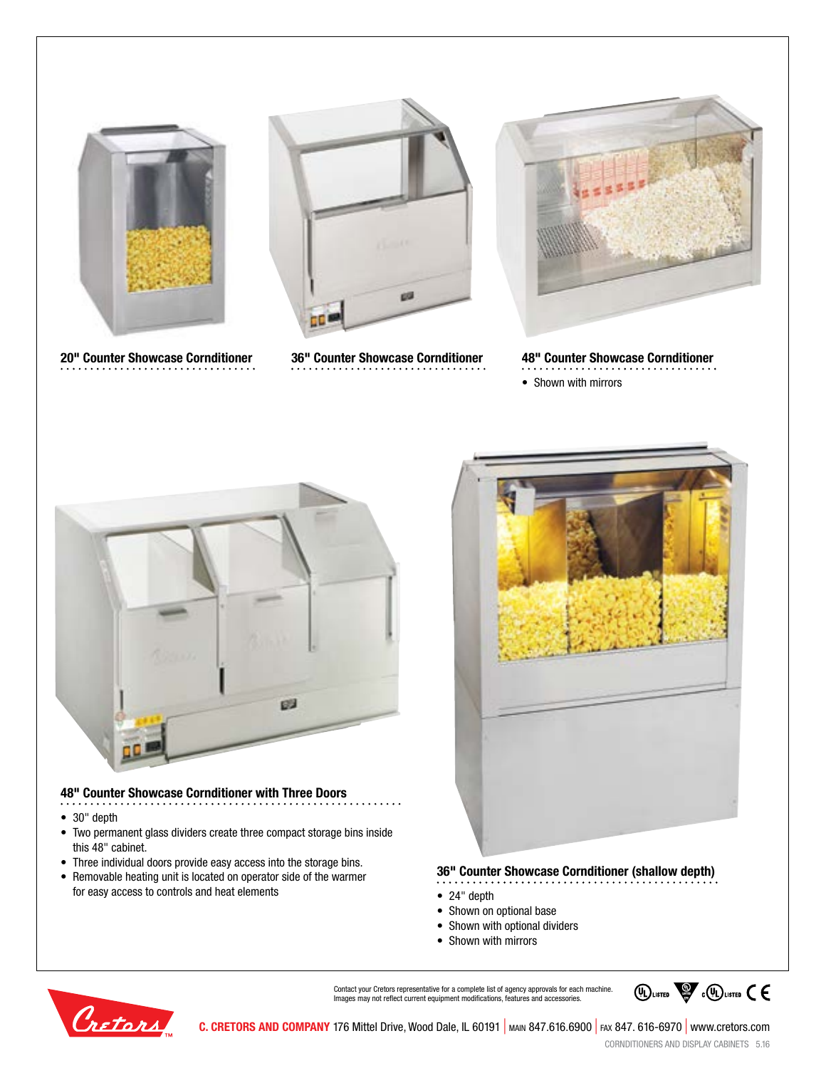### 20" Counter Showcase Cornditioner

### 36" Counter Showcase Cornditioner

### 48" Counter Showcase Cornditioner

- Shown with mirrors

### 48" Counter Showcase Cornditioner with Three Doors

- 30" depth
- Two permanent glass dividers create three compact storage bins inside this 48" cabinet.
- Three individual doors provide easy access into the storage bins.
- Removable heating unit is located on operator side of the warmer for easy access to controls and heat elements

### 36" Counter Showcase Cornditioner (shallow depth)

- 24" depth
- Shown on optional base
- Shown with optional dividers
- Shown with mirrors

Contact your Cretors representative for a complete list of agency approvals for each machine. Images may not reflect current equipment modifications, features and accessories.

**C. CRETORS AND COMPANY** 176 Mittel Drive, Wood Dale, IL 60191 | MAIN 847.616.6900 | FAX 847. 616-6970 | www.cretors.com

CORNDITIONERS AND DISPLAY CABINETS 5.16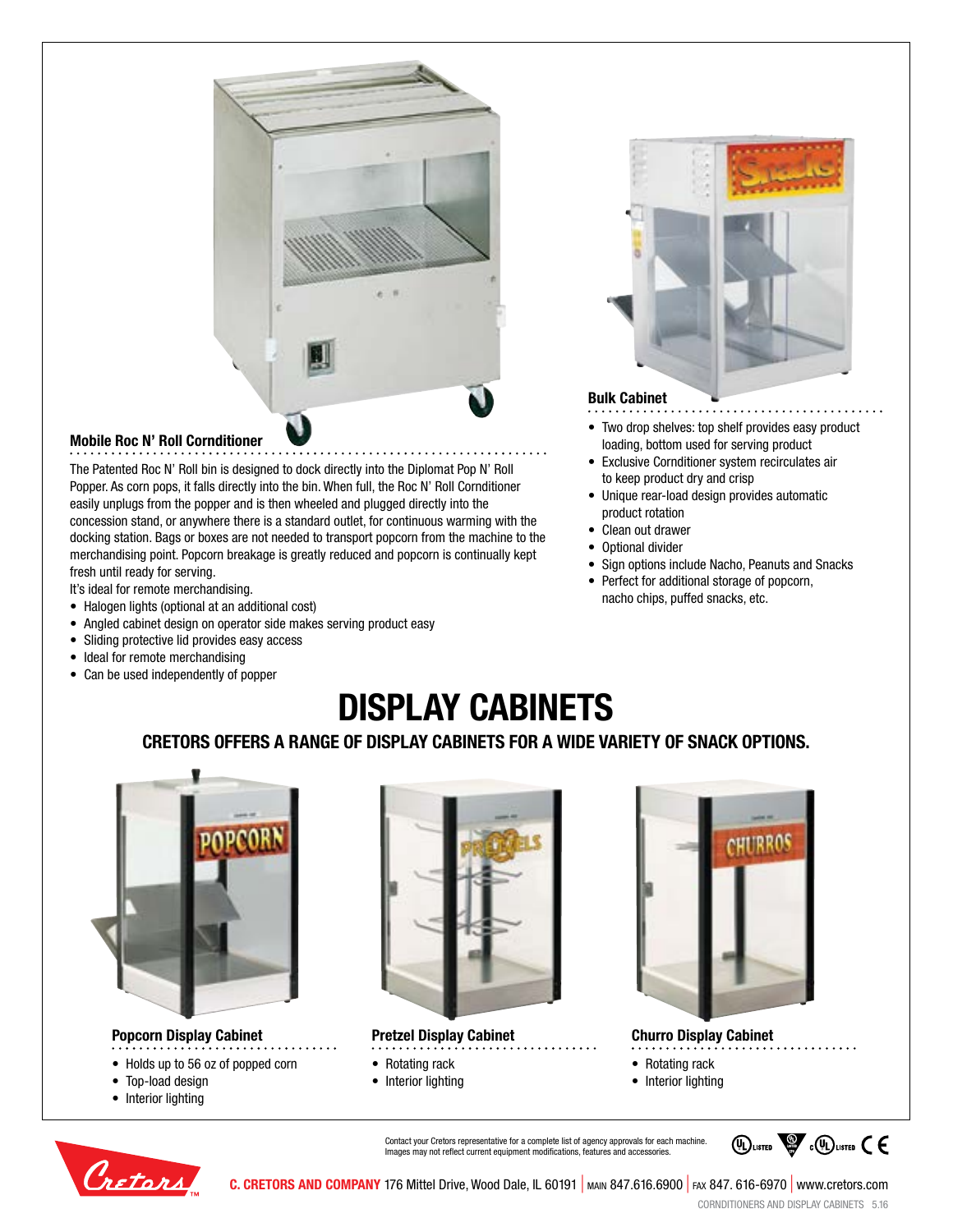### Mobile Roc N' Roll Cornditioner

The Patented Roc N' Roll bin is designed to dock directly into the Diplomat Pop N' Roll Popper. As corn pops, it falls directly into the bin. When full, the Roc N' Roll Cornditioner easily unplugs from the popper and is then wheeled and plugged directly into the concession stand, or anywhere there is a standard outlet, for continuous warming with the docking station. Bags or boxes are not needed to transport popcorn from the machine to the merchandising point. Popcorn breakage is greatly reduced and popcorn is continually kept fresh until ready for serving.

It's ideal for remote merchandising.

- Halogen lights (optional at an additional cost)
- Angled cabinet design on operator side makes serving product easy
- Sliding protective lid provides easy access
- Ideal for remote merchandising
- Can be used independently of popper

### Bulk Cabinet

- Two drop shelves: top shelf provides easy product loading, bottom used for serving product
- Exclusive Cornditioner system recirculates air to keep product dry and crisp
- Unique rear-load design provides automatic product rotation
- Clean out drawer
- Optional divider
- Sign options include Nacho, Peanuts and Snacks
- Perfect for additional storage of popcorn, nacho chips, puffed snacks, etc.

# DISPLAY CABINETS

## CRETORS OFFERS A RANGE OF DISPLAY CABINETS FOR A WIDE VARIETY OF SNACK OPTIONS.

### Popcorn Display Cabinet

- Holds up to 56 oz of popped corn
- Top-load design
- Interior lighting

### Pretzel Display Cabinet

- Rotating rack
- Interior lighting

### Churro Display Cabinet

- Rotating rack
- Interior lighting

Contact your Cretors representative for a complete list of agency approvals for each machine. Images may not reflect current equipment modifications, features and accessories.

**C. CRETORS AND COMPANY** 176 Mittel Drive, Wood Dale, IL 60191 | MAIN 847.616.6900 | FAX 847. 616-6970 | www.cretors.com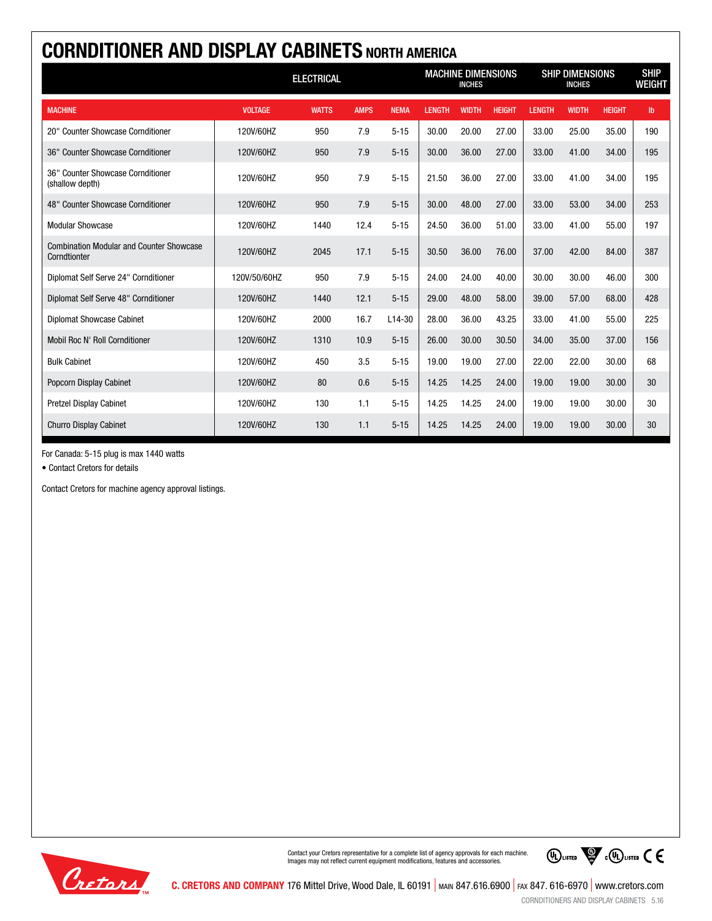# CORNDITIONER AND DISPLAY CABINETS NORTH AMERICA

| | ELECTRICAL | | | | MACHINE DIMENSIONS INCHES | | | SHIP DIMENSIONS INCHES | | | SHIP WEIGHT |
|---|---|---|---|---|---|---|---|---|---|---|---|
| MACHINE | VOLTAGE | WATTS | AMPS | NEMA | LENGTH | WIDTH | HEIGHT | LENGTH | WIDTH | HEIGHT | lb |
| 20" Counter Showcase Cornditioner | 120V/60HZ | 950 | 7.9 | 5-15 | 30.00 | 20.00 | 27.00 | 33.00 | 25.00 | 35.00 | 190 |
| 36" Counter Showcase Cornditioner | 120V/60HZ | 950 | 7.9 | 5-15 | 30.00 | 36.00 | 27.00 | 33.00 | 41.00 | 34.00 | 195 |
| 36" Counter Showcase Cornditioner (shallow depth) | 120V/60HZ | 950 | 7.9 | 5-15 | 21.50 | 36.00 | 27.00 | 33.00 | 41.00 | 34.00 | 195 |
| 48" Counter Showcase Cornditioner | 120V/60HZ | 950 | 7.9 | 5-15 | 30.00 | 48.00 | 27.00 | 33.00 | 53.00 | 34.00 | 253 |
| Modular Showcase | 120V/60HZ | 1440 | 12.4 | 5-15 | 24.50 | 36.00 | 51.00 | 33.00 | 41.00 | 55.00 | 197 |
| Combination Modular and Counter Showcase Corndtioner | 120V/60HZ | 2045 | 17.1 | 5-15 | 30.50 | 36.00 | 76.00 | 37.00 | 42.00 | 84.00 | 387 |
| Diplomat Self Serve 24" Cornditioner | 120V/50/60HZ | 950 | 7.9 | 5-15 | 24.00 | 24.00 | 40.00 | 30.00 | 30.00 | 46.00 | 300 |
| Diplomat Self Serve 48" Cornditioner | 120V/60HZ | 1440 | 12.1 | 5-15 | 29.00 | 48.00 | 58.00 | 39.00 | 57.00 | 68.00 | 428 |
| Diplomat Showcase Cabinet | 120V/60HZ | 2000 | 16.7 | L14-30 | 28.00 | 36.00 | 43.25 | 33.00 | 41.00 | 55.00 | 225 |
| Mobil Roc N' Roll Cornditioner | 120V/60HZ | 1310 | 10.9 | 5-15 | 26.00 | 30.00 | 30.50 | 34.00 | 35.00 | 37.00 | 156 |
| Bulk Cabinet | 120V/60HZ | 450 | 3.5 | 5-15 | 19.00 | 19.00 | 27.00 | 22.00 | 22.00 | 30.00 | 68 |
| Popcorn Display Cabinet | 120V/60HZ | 80 | 0.6 | 5-15 | 14.25 | 14.25 | 24.00 | 19.00 | 19.00 | 30.00 | 30 |
| Pretzel Display Cabinet | 120V/60HZ | 130 | 1.1 | 5-15 | 14.25 | 14.25 | 24.00 | 19.00 | 19.00 | 30.00 | 30 |
| Churro Display Cabinet | 120V/60HZ | 130 | 1.1 | 5-15 | 14.25 | 14.25 | 24.00 | 19.00 | 19.00 | 30.00 | 30 |

For Canada: 5-15 plug is max 1440 watts

• Contact Cretors for details

Contact Cretors for machine agency approval listings.

Contact your Cretors representative for a complete list of agency approvals for each machine. Images may not reflect current equipment modifications, features and accessories.

**C. CRETORS AND COMPANY** 176 Mittel Drive, Wood Dale, IL 60191 | MAIN 847.616.6900 | FAX 847. 616-6970 | www.cretors.com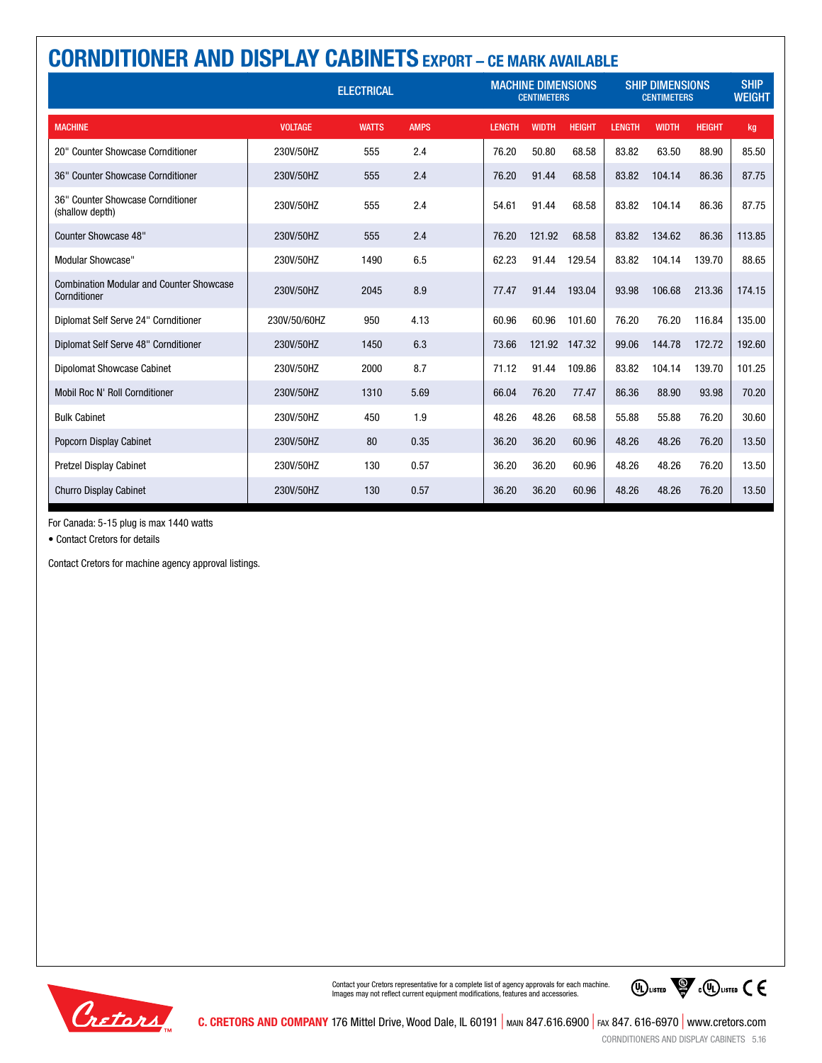# CORNDITIONER AND DISPLAY CABINETS EXPORT – CE MARK AVAILABLE

| | ELECTRICAL | | | MACHINE DIMENSIONS CENTIMETERS | | | SHIP DIMENSIONS CENTIMETERS | | | SHIP WEIGHT |
|---|---|---|---|---|---|---|---|---|---|---|
| MACHINE | VOLTAGE | WATTS | AMPS | LENGTH | WIDTH | HEIGHT | LENGTH | WIDTH | HEIGHT | kg |
| 20" Counter Showcase Cornditioner | 230V/50HZ | 555 | 2.4 | 76.20 | 50.80 | 68.58 | 83.82 | 63.50 | 88.90 | 85.50 |
| 36" Counter Showcase Cornditioner | 230V/50HZ | 555 | 2.4 | 76.20 | 91.44 | 68.58 | 83.82 | 104.14 | 86.36 | 87.75 |
| 36" Counter Showcase Cornditioner (shallow depth) | 230V/50HZ | 555 | 2.4 | 54.61 | 91.44 | 68.58 | 83.82 | 104.14 | 86.36 | 87.75 |
| Counter Showcase 48" | 230V/50HZ | 555 | 2.4 | 76.20 | 121.92 | 68.58 | 83.82 | 134.62 | 86.36 | 113.85 |
| Modular Showcase" | 230V/50HZ | 1490 | 6.5 | 62.23 | 91.44 | 129.54 | 83.82 | 104.14 | 139.70 | 88.65 |
| Combination Modular and Counter Showcase Cornditioner | 230V/50HZ | 2045 | 8.9 | 77.47 | 91.44 | 193.04 | 93.98 | 106.68 | 213.36 | 174.15 |
| Diplomat Self Serve 24" Cornditioner | 230V/50/60HZ | 950 | 4.13 | 60.96 | 60.96 | 101.60 | 76.20 | 76.20 | 116.84 | 135.00 |
| Diplomat Self Serve 48" Cornditioner | 230V/50HZ | 1450 | 6.3 | 73.66 | 121.92 | 147.32 | 99.06 | 144.78 | 172.72 | 192.60 |
| Dipolomat Showcase Cabinet | 230V/50HZ | 2000 | 8.7 | 71.12 | 91.44 | 109.86 | 83.82 | 104.14 | 139.70 | 101.25 |
| Mobil Roc N' Roll Cornditioner | 230V/50HZ | 1310 | 5.69 | 66.04 | 76.20 | 77.47 | 86.36 | 88.90 | 93.98 | 70.20 |
| Bulk Cabinet | 230V/50HZ | 450 | 1.9 | 48.26 | 48.26 | 68.58 | 55.88 | 55.88 | 76.20 | 30.60 |
| Popcorn Display Cabinet | 230V/50HZ | 80 | 0.35 | 36.20 | 36.20 | 60.96 | 48.26 | 48.26 | 76.20 | 13.50 |
| Pretzel Display Cabinet | 230V/50HZ | 130 | 0.57 | 36.20 | 36.20 | 60.96 | 48.26 | 48.26 | 76.20 | 13.50 |
| Churro Display Cabinet | 230V/50HZ | 130 | 0.57 | 36.20 | 36.20 | 60.96 | 48.26 | 48.26 | 76.20 | 13.50 |

For Canada: 5-15 plug is max 1440 watts

- Contact Cretors for details

Contact Cretors for machine agency approval listings.

Contact your Cretors representative for a complete list of agency approvals for each machine. Images may not reflect current equipment modifications, features and accessories.

**C. CRETORS AND COMPANY** 176 Mittel Drive, Wood Dale, IL 60191 | MAIN 847.616.6900 | FAX 847. 616-6970 | www.cretors.com

CORNDITIONERS AND DISPLAY CABINETS 5.16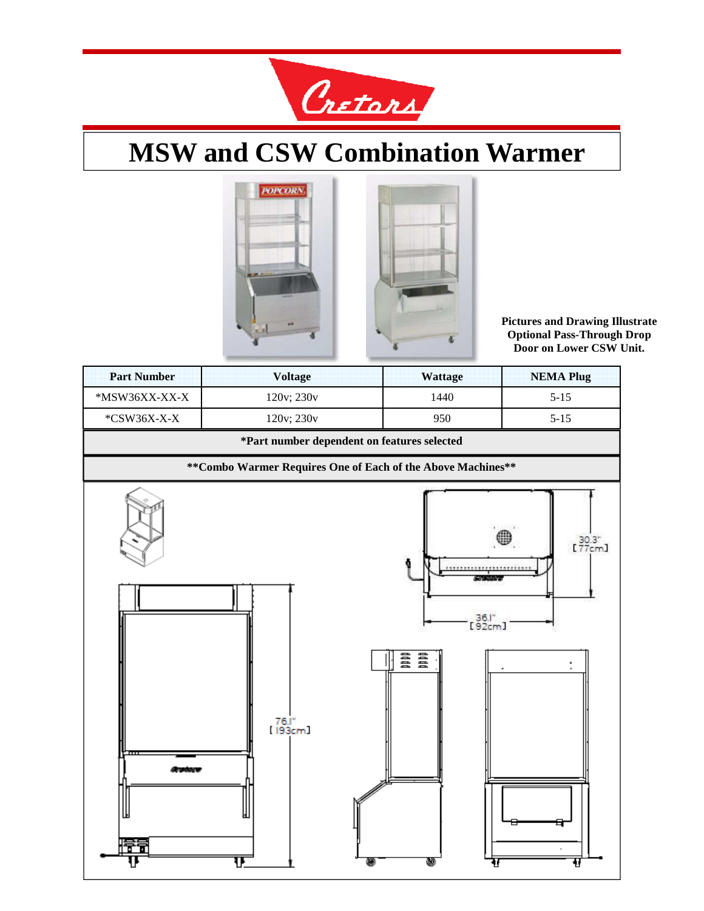# MSW and CSW Combination Warmer

**Pictures and Drawing Illustrate Optional Pass-Through Drop Door on Lower CSW Unit.**

| Part Number | Voltage | Wattage | NEMA Plug |
|---|---|---|---|
| *MSW36XX-XX-X | 120v; 230v | 1440 | 5-15 |
| *CSW36X-X-X | 120v; 230v | 950 | 5-15 |

**\*Part number dependent on features selected**

**\*\*Combo Warmer Requires One of Each of the Above Machines\*\***

30.3"
[77cm]

36.1"
[92cm]

76.1"
[193cm]